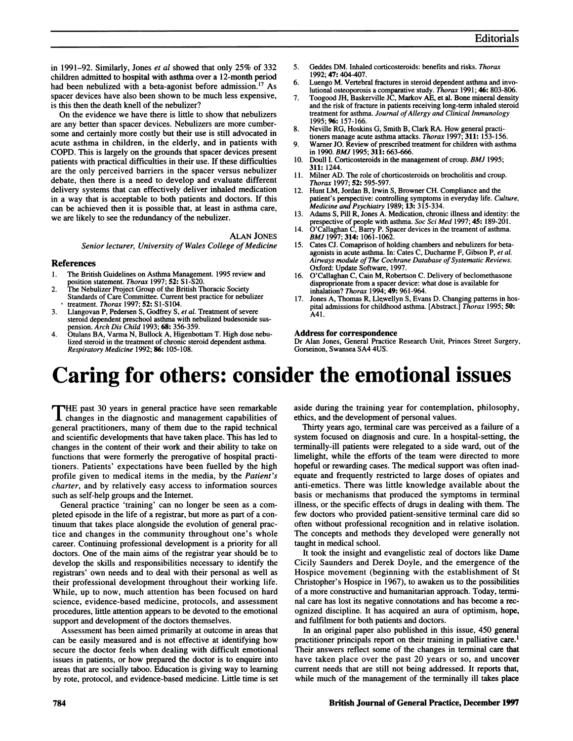in 1991–92. Similarly, Jones *et al* showed that only 25% of 332 children admitted to hospital with asthma over a 12-month period had been nebulized with a beta-agonist before admission.[17] As spacer devices have also been shown to be much less expensive, is this then the death knell of the nebulizer?

On the evidence we have there is little to show that nebulizers are any better than spacer devices. Nebulizers are more cumbersome and certainly more costly but their use is still advocated in acute asthma in children, in the elderly, and in patients with COPD. This is largely on the grounds that spacer devices present patients with practical difficulties in their use. If these difficulties are the only perceived barriers in the spacer versus nebulizer debate, then there is a need to develop and evaluate different delivery systems that can effectively deliver inhaled medication in a way that is acceptable to both patients and doctors. If this can be achieved then it is possible that, at least in asthma care, we are likely to see the redundancy of the nebulizer.

ALAN JONES
*Senior lecturer, University of Wales College of Medicine*

## References

1. The British Guidelines on Asthma Management. 1995 review and position statement. *Thorax* 1997; **52:** S1-S20.
2. The Nebulizer Project Group of the British Thoracic Society Standards of Care Committee. Current best practice for nebulizer treatment. *Thorax* 1997; **52:** S1-S104.
3. Llangovan P, Pedersen S, Godfrey S, *et al.* Treatment of severe steroid dependent preschool asthma with nebulized budesonide suspension. *Arch Dis Child* 1993; **68:** 356-359.
4. Otulans BA, Varma N, Bullock A, Higenbottam T. High dose nebulized steroid in the treatment of chronic steroid dependent asthma. *Respiratory Medicine* 1992; **86:** 105-108.
5. Geddes DM. Inhaled corticosteroids: benefits and risks. *Thorax* 1992; **47:** 404-407.
6. Luengo M. Vertebral fractures in steroid dependent asthma and involutional osteoporosis a comparative study. *Thorax* 1991; **46:** 803-806.
7. Toogood JH, Baskerville JC, Markov AE, et al. Bone mineral density and the risk of fracture in patients receiving long-term inhaled steroid treatment for asthma. *Journal of Allergy and Clinical Immunology* 1995; **96:** 157-166.
8. Neville RG, Hoskins G, Smith B, Clark RA. How general practitioners manage acute asthma attacks. *Thorax* 1997; **311:** 153-156.
9. Warner JO. Review of prescribed treatment for children with asthma in 1990. *BMJ* 1995; **311:** 663-666.
10. Doull I. Corticosteroids in the management of croup. *BMJ* 1995; **311:** 1244.
11. Milner AD. The role of chorticosteroids on brocholitis and croup. *Thorax* 1997; **52:** 595-597.
12. Hunt LM, Jordan B, Irwin S, Browner CH. Compliance and the patient's perspective: controlling symptoms in everyday life. *Culture, Medicine and Psychiatry* 1989; **13:** 315-334.
13. Adams S, Pill R, Jones A. Medication, chronic illness and identity: the prespective of people with asthma. *Soc Sci Med* 1997; **45:** 189-201.
14. O'Callaghan C, Barry P. Spacer devices in the treament of asthma. *BMJ* 1997; **314:** 1061-1062.
15. Cates CJ. Comaprison of holding chambers and nebulizers for beta-agonists in acute asthma. In: Cates C, Ducharme F, Gibson P, *et al. Airways module of The Cochrane Database of Systematic Reviews.* Oxford: Update Software, 1997.
16. O'Callaghan C, Cain M, Robertson C. Delivery of beclomethasone disproprionate from a spacer device: what dose is available for inhalation? *Thorax* 1994; **49:** 961-964.
17. Jones A, Thomas R, Llewellyn S, Evans D. Changing patterns in hospital admissions for childhood asthma. [Abstract.] *Thorax* 1995; **50:** A41.

### Address for correspondence

Dr Alan Jones, General Practice Research Unit, Princes Street Surgery, Gorseinon, Swansea SA4 4US.

# Caring for others: consider the emotional issues

THE past 30 years in general practice have seen remarkable changes in the diagnostic and management capabilities of general practitioners, many of them due to the rapid technical and scientific developments that have taken place. This has led to changes in the content of their work and their ability to take on functions that were formerly the prerogative of hospital practitioners. Patients' expectations have been fuelled by the high profile given to medical items in the media, by the *Patient's charter*, and by relatively easy access to information sources such as self-help groups and the Internet.

General practice 'training' can no longer be seen as a completed episode in the life of a registrar, but more as part of a continuum that takes place alongside the evolution of general practice and changes in the community throughout one's whole career. Continuing professional development is a priority for all doctors. One of the main aims of the registrar year should be to develop the skills and responsibilities necessary to identify the registrars' own needs and to deal with their personal as well as their professional development throughout their working life. While, up to now, much attention has been focused on hard science, evidence-based medicine, protocols, and assessment procedures, little attention appears to be devoted to the emotional support and development of the doctors themselves.

Assessment has been aimed primarily at outcome in areas that can be easily measured and is not effective at identifying how secure the doctor feels when dealing with difficult emotional issues in patients, or how prepared the doctor is to enquire into areas that are socially taboo. Education is giving way to learning by rote, protocol, and evidence-based medicine. Little time is set aside during the training year for contemplation, philosophy, ethics, and the development of personal values.

Thirty years ago, terminal care was perceived as a failure of a system focused on diagnosis and cure. In a hospital-setting, the terminally-ill patients were relegated to a side ward, out of the limelight, while the efforts of the team were directed to more hopeful or rewarding cases. The medical support was often inadequate and frequently restricted to large doses of opiates and anti-emetics. There was little knowledge available about the basis or mechanisms that produced the symptoms in terminal illness, or the specific effects of drugs in dealing with them. The few doctors who provided patient-sensitive terminal care did so often without professional recognition and in relative isolation. The concepts and methods they developed were generally not taught in medical school.

It took the insight and evangelistic zeal of doctors like Dame Cicily Saunders and Derek Doyle, and the emergence of the Hospice movement (beginning with the establishment of St Christopher's Hospice in 1967), to awaken us to the possibilities of a more constructive and humanitarian approach. Today, terminal care has lost its negative connotations and has become a recognized discipline. It has acquired an aura of optimism, hope, and fulfilment for both patients and doctors.

In an original paper also published in this issue, 450 general practitioner principals report on their training in palliative care.[1] Their answers reflect some of the changes in terminal care that have taken place over the past 20 years or so, and uncover current needs that are still not being addressed. It reports that, while much of the management of the terminally ill takes place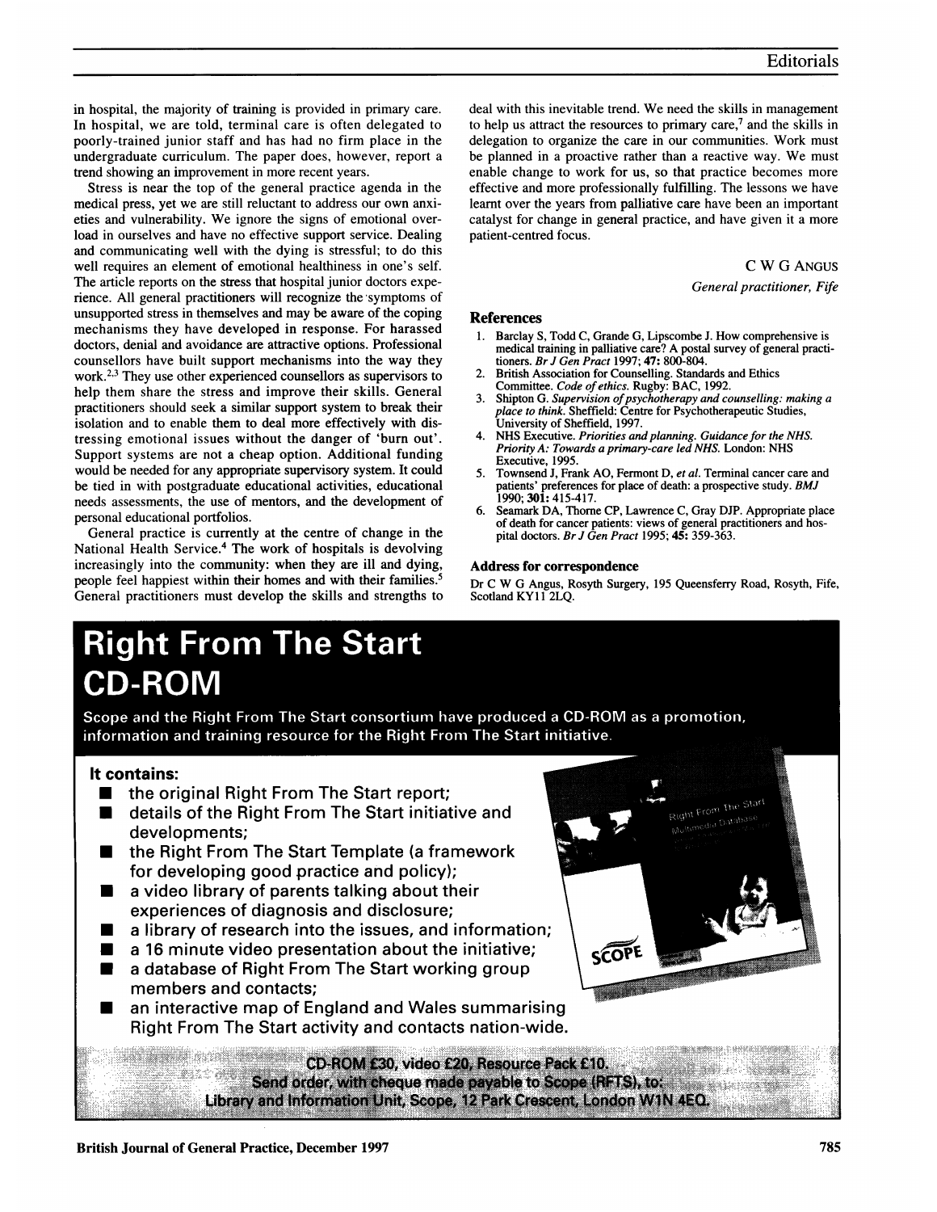in hospital, the majority of training is provided in primary care. In hospital, we are told, terminal care is often delegated to poorly-trained junior staff and has had no firm place in the undergraduate curriculum. The paper does, however, report a trend showing an improvement in more recent years.

Stress is near the top of the general practice agenda in the medical press, yet we are still reluctant to address our own anxieties and vulnerability. We ignore the signs of emotional overload in ourselves and have no effective support service. Dealing and communicating well with the dying is stressful; to do this well requires an element of emotional healthiness in one's self. The article reports on the stress that hospital junior doctors experience. All general practitioners will recognize the symptoms of unsupported stress in themselves and may be aware of the coping mechanisms they have developed in response. For harassed doctors, denial and avoidance are attractive options. Professional counsellors have built support mechanisms into the way they work.[2,3] They use other experienced counsellors as supervisors to help them share the stress and improve their skills. General practitioners should seek a similar support system to break their isolation and to enable them to deal more effectively with distressing emotional issues without the danger of 'burn out'. Support systems are not a cheap option. Additional funding would be needed for any appropriate supervisory system. It could be tied in with postgraduate educational activities, educational needs assessments, the use of mentors, and the development of personal educational portfolios.

General practice is currently at the centre of change in the National Health Service.[4] The work of hospitals is devolving increasingly into the community: when they are ill and dying, people feel happiest within their homes and with their families.[5] General practitioners must develop the skills and strengths to deal with this inevitable trend. We need the skills in management to help us attract the resources to primary care,[7] and the skills in delegation to organize the care in our communities. Work must be planned in a proactive rather than a reactive way. We must enable change to work for us, so that practice becomes more effective and more professionally fulfilling. The lessons we have learnt over the years from palliative care have been an important catalyst for change in general practice, and have given it a more patient-centred focus.

C W G Angus

*General practitioner, Fife*

## References

1. Barclay S, Todd C, Grande G, Lipscombe J. How comprehensive is medical training in palliative care? A postal survey of general practitioners. *Br J Gen Pract* 1997; **47:** 800-804.
2. British Association for Counselling. Standards and Ethics Committee. *Code of ethics.* Rugby: BAC, 1992.
3. Shipton G. *Supervision of psychotherapy and counselling: making a place to think.* Sheffield: Centre for Psychotherapeutic Studies, University of Sheffield, 1997.
4. NHS Executive. *Priorities and planning. Guidance for the NHS. Priority A: Towards a primary-care led NHS.* London: NHS Executive, 1995.
5. Townsend J, Frank AO, Fermont D, *et al.* Terminal cancer care and patients' preferences for place of death: a prospective study. *BMJ* 1990; **301:** 415-417.
6. Seamark DA, Thorne CP, Lawrence C, Gray DJP. Appropriate place of death for cancer patients: views of general practitioners and hospital doctors. *Br J Gen Pract* 1995; **45:** 359-363.

### Address for correspondence

Dr C W G Angus, Rosyth Surgery, 195 Queensferry Road, Rosyth, Fife, Scotland KY11 2LQ.

# Right From The Start CD-ROM

Scope and the Right From The Start consortium have produced a CD-ROM as a promotion, information and training resource for the Right From The Start initiative.

**It contains:**

- the original Right From The Start report;
- details of the Right From The Start initiative and developments;
- the Right From The Start Template (a framework for developing good practice and policy);
- a video library of parents talking about their experiences of diagnosis and disclosure;
- a library of research into the issues, and information;
- a 16 minute video presentation about the initiative;
- a database of Right From The Start working group members and contacts;
- an interactive map of England and Wales summarising Right From The Start activity and contacts nation-wide.

**CD-ROM £30, video £20, Resource Pack £10.**
**Send order, with cheque made payable to Scope (RFTS), to:**
**Library and Information Unit, Scope, 12 Park Crescent, London W1N 4EQ.**